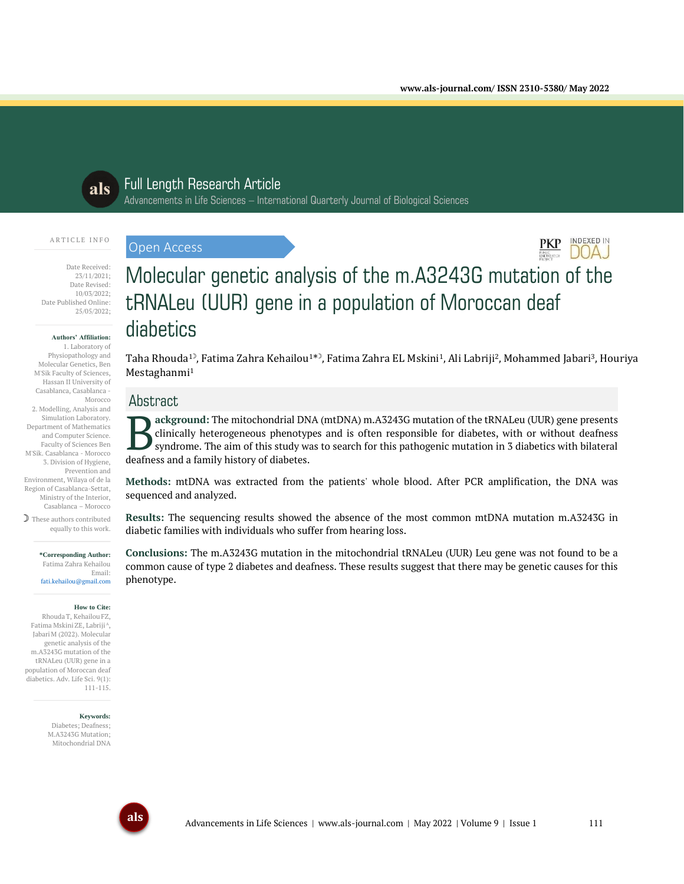Full Length Research Article

Advancements in Life Sciences – International Quarterly Journal of Biological Sciences

Open Access

# Molecular genetic analysis of the m.A3243G mutation of the tRNALeu (UUR) gene in a population of Moroccan deaf diabetics

Taha Rhouda[1☽], Fatima Zahra Kehailou[1*☽], Fatima Zahra EL Mskini[1], Ali Labriji[2], Mohammed Jabari[3], Houriya Mestaghanmi[1]

ARTICLE INFO

Date Received: 23/11/2021;
Date Revised: 10/03/2022;
Date Published Online: 25/05/2022;

**Authors' Affiliation:**
1. Laboratory of Physiopathology and Molecular Genetics, Ben M'Sik Faculty of Sciences, Hassan II University of Casablanca, Casablanca - Morocco
2. Modelling, Analysis and Simulation Laboratory. Department of Mathematics and Computer Science. Faculty of Sciences Ben M'Sik. Casablanca - Morocco
3. Division of Hygiene, Prevention and Environment, Wilaya of de la Region of Casablanca-Settat, Ministry of the Interior, Casablanca – Morocco

☽ These authors contributed equally to this work.

**\*Corresponding Author:**
Fatima Zahra Kehailou
Email:
fati.kehailou@gmail.com

**How to Cite:**
Rhouda T, Kehailou FZ, Fatima Mskini ZE, Labriji A, Jabari M (2022). Molecular genetic analysis of the m.A3243G mutation of the tRNALeu (UUR) gene in a population of Moroccan deaf diabetics. Adv. Life Sci. 9(1): 111-115.

**Keywords:**
Diabetes; Deafness; M.A3243G Mutation; Mitochondrial DNA

## Abstract

**Background:** The mitochondrial DNA (mtDNA) m.A3243G mutation of the tRNALeu (UUR) gene presents clinically heterogeneous phenotypes and is often responsible for diabetes, with or without deafness syndrome. The aim of this study was to search for this pathogenic mutation in 3 diabetics with bilateral deafness and a family history of diabetes.

**Methods:** mtDNA was extracted from the patients' whole blood. After PCR amplification, the DNA was sequenced and analyzed.

**Results:** The sequencing results showed the absence of the most common mtDNA mutation m.A3243G in diabetic families with individuals who suffer from hearing loss.

**Conclusions:** The m.A3243G mutation in the mitochondrial tRNALeu (UUR) Leu gene was not found to be a common cause of type 2 diabetes and deafness. These results suggest that there may be genetic causes for this phenotype.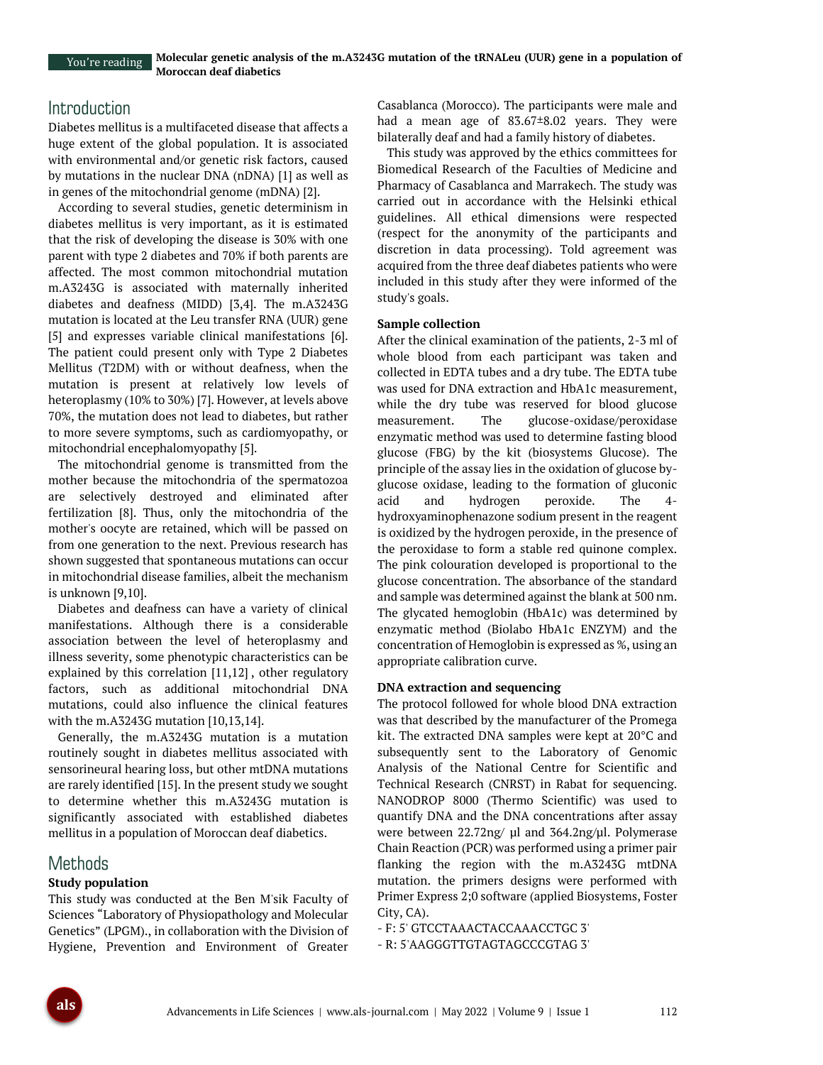## Introduction

Diabetes mellitus is a multifaceted disease that affects a huge extent of the global population. It is associated with environmental and/or genetic risk factors, caused by mutations in the nuclear DNA (nDNA) [1] as well as in genes of the mitochondrial genome (mDNA) [2].

According to several studies, genetic determinism in diabetes mellitus is very important, as it is estimated that the risk of developing the disease is 30% with one parent with type 2 diabetes and 70% if both parents are affected. The most common mitochondrial mutation m.A3243G is associated with maternally inherited diabetes and deafness (MIDD) [3,4]. The m.A3243G mutation is located at the Leu transfer RNA (UUR) gene [5] and expresses variable clinical manifestations [6]. The patient could present only with Type 2 Diabetes Mellitus (T2DM) with or without deafness, when the mutation is present at relatively low levels of heteroplasmy (10% to 30%) [7]. However, at levels above 70%, the mutation does not lead to diabetes, but rather to more severe symptoms, such as cardiomyopathy, or mitochondrial encephalomyopathy [5].

The mitochondrial genome is transmitted from the mother because the mitochondria of the spermatozoa are selectively destroyed and eliminated after fertilization [8]. Thus, only the mitochondria of the mother's oocyte are retained, which will be passed on from one generation to the next. Previous research has shown suggested that spontaneous mutations can occur in mitochondrial disease families, albeit the mechanism is unknown [9,10].

Diabetes and deafness can have a variety of clinical manifestations. Although there is a considerable association between the level of heteroplasmy and illness severity, some phenotypic characteristics can be explained by this correlation [11,12] , other regulatory factors, such as additional mitochondrial DNA mutations, could also influence the clinical features with the m.A3243G mutation [10,13,14].

Generally, the m.A3243G mutation is a mutation routinely sought in diabetes mellitus associated with sensorineural hearing loss, but other mtDNA mutations are rarely identified [15]. In the present study we sought to determine whether this m.A3243G mutation is significantly associated with established diabetes mellitus in a population of Moroccan deaf diabetics.

## Methods

### Study population

This study was conducted at the Ben M'sik Faculty of Sciences "Laboratory of Physiopathology and Molecular Genetics" (LPGM)., in collaboration with the Division of Hygiene, Prevention and Environment of Greater Casablanca (Morocco). The participants were male and had a mean age of 83.67±8.02 years. They were bilaterally deaf and had a family history of diabetes.

This study was approved by the ethics committees for Biomedical Research of the Faculties of Medicine and Pharmacy of Casablanca and Marrakech. The study was carried out in accordance with the Helsinki ethical guidelines. All ethical dimensions were respected (respect for the anonymity of the participants and discretion in data processing). Told agreement was acquired from the three deaf diabetes patients who were included in this study after they were informed of the study's goals.

### Sample collection

After the clinical examination of the patients, 2-3 ml of whole blood from each participant was taken and collected in EDTA tubes and a dry tube. The EDTA tube was used for DNA extraction and HbA1c measurement, while the dry tube was reserved for blood glucose measurement. The glucose-oxidase/peroxidase enzymatic method was used to determine fasting blood glucose (FBG) by the kit (biosystems Glucose). The principle of the assay lies in the oxidation of glucose by-glucose oxidase, leading to the formation of gluconic acid and hydrogen peroxide. The 4-hydroxyaminophenazone sodium present in the reagent is oxidized by the hydrogen peroxide, in the presence of the peroxidase to form a stable red quinone complex. The pink colouration developed is proportional to the glucose concentration. The absorbance of the standard and sample was determined against the blank at 500 nm. The glycated hemoglobin (HbA1c) was determined by enzymatic method (Biolabo HbA1c ENZYM) and the concentration of Hemoglobin is expressed as %, using an appropriate calibration curve.

### DNA extraction and sequencing

The protocol followed for whole blood DNA extraction was that described by the manufacturer of the Promega kit. The extracted DNA samples were kept at 20°C and subsequently sent to the Laboratory of Genomic Analysis of the National Centre for Scientific and Technical Research (CNRST) in Rabat for sequencing. NANODROP 8000 (Thermo Scientific) was used to quantify DNA and the DNA concentrations after assay were between 22.72ng/ µl and 364.2ng/µl. Polymerase Chain Reaction (PCR) was performed using a primer pair flanking the region with the m.A3243G mtDNA mutation. the primers designs were performed with Primer Express 2;0 software (applied Biosystems, Foster City, CA).

- F: 5' GTCCTAAACTACCAAACCTGC 3'
- R: 5'AAGGGTTGTAGTAGCCCGTAG 3'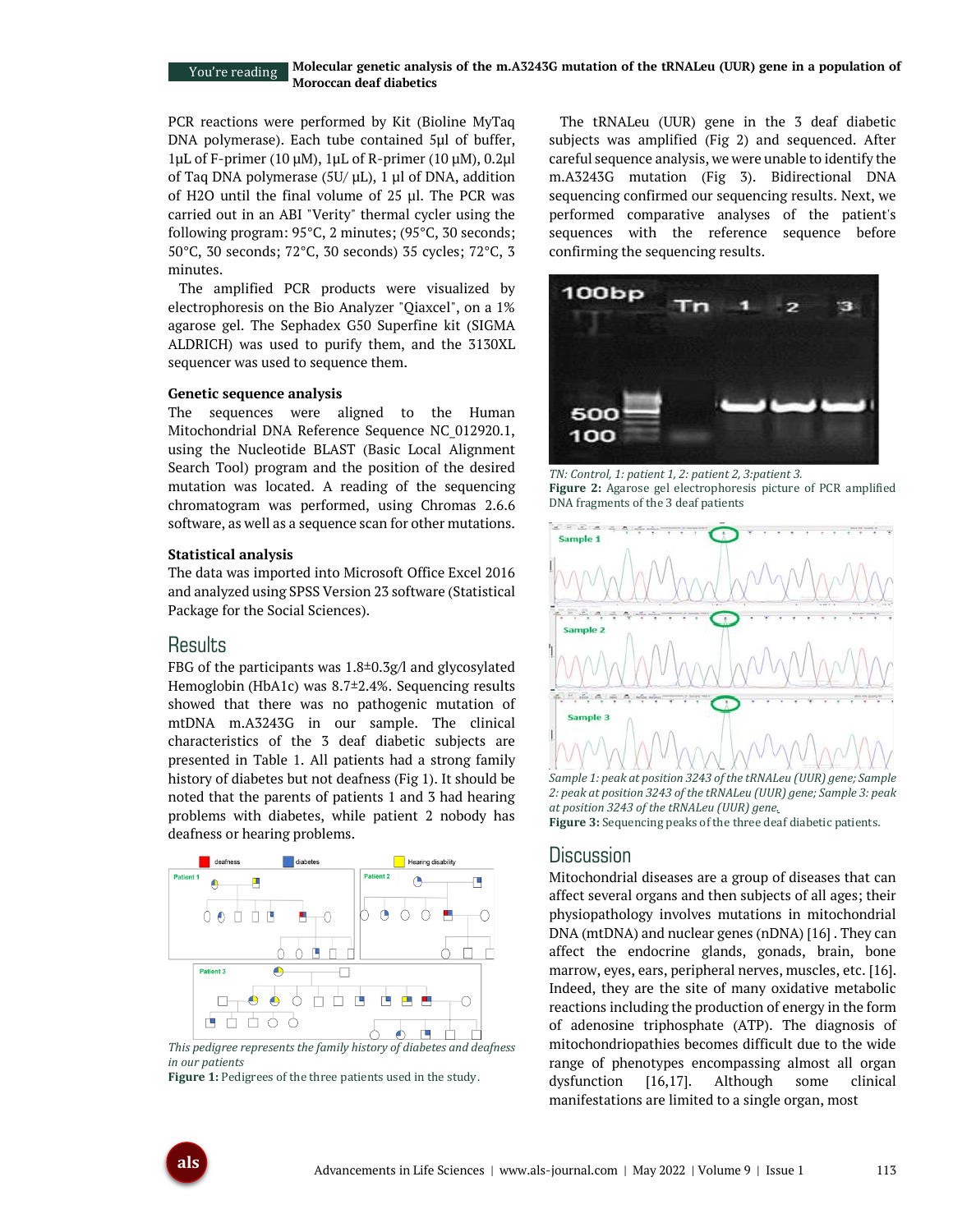PCR reactions were performed by Kit (Bioline MyTaq DNA polymerase). Each tube contained 5µl of buffer, 1µL of F-primer (10 µM), 1µL of R-primer (10 µM), 0.2µl of Taq DNA polymerase (5U/ µL), 1 µl of DNA, addition of H2O until the final volume of 25 µl. The PCR was carried out in an ABI "Verity" thermal cycler using the following program: 95°C, 2 minutes; (95°C, 30 seconds; 50°C, 30 seconds; 72°C, 30 seconds) 35 cycles; 72°C, 3 minutes.

The amplified PCR products were visualized by electrophoresis on the Bio Analyzer "Qiaxcel", on a 1% agarose gel. The Sephadex G50 Superfine kit (SIGMA ALDRICH) was used to purify them, and the 3130XL sequencer was used to sequence them.

### Genetic sequence analysis

The sequences were aligned to the Human Mitochondrial DNA Reference Sequence NC_012920.1, using the Nucleotide BLAST (Basic Local Alignment Search Tool) program and the position of the desired mutation was located. A reading of the sequencing chromatogram was performed, using Chromas 2.6.6 software, as well as a sequence scan for other mutations.

### Statistical analysis

The data was imported into Microsoft Office Excel 2016 and analyzed using SPSS Version 23 software (Statistical Package for the Social Sciences).

## Results

FBG of the participants was 1.8±0.3g/l and glycosylated Hemoglobin (HbA1c) was 8.7±2.4%. Sequencing results showed that there was no pathogenic mutation of mtDNA m.A3243G in our sample. The clinical characteristics of the 3 deaf diabetic subjects are presented in Table 1. All patients had a strong family history of diabetes but not deafness (Fig 1). It should be noted that the parents of patients 1 and 3 had hearing problems with diabetes, while patient 2 nobody has deafness or hearing problems.

*This pedigree represents the family history of diabetes and deafness in our patients*

**Figure 1:** Pedigrees of the three patients used in the study.

The tRNALeu (UUR) gene in the 3 deaf diabetic subjects was amplified (Fig 2) and sequenced. After careful sequence analysis, we were unable to identify the m.A3243G mutation (Fig 3). Bidirectional DNA sequencing confirmed our sequencing results. Next, we performed comparative analyses of the patient's sequences with the reference sequence before confirming the sequencing results.

*TN: Control, 1: patient 1, 2: patient 2, 3:patient 3.*

**Figure 2:** Agarose gel electrophoresis picture of PCR amplified DNA fragments of the 3 deaf patients

*Sample 1: peak at position 3243 of the tRNALeu (UUR) gene; Sample 2: peak at position 3243 of the tRNALeu (UUR) gene; Sample 3: peak at position 3243 of the tRNALeu (UUR) gene.*

**Figure 3:** Sequencing peaks of the three deaf diabetic patients.

## Discussion

Mitochondrial diseases are a group of diseases that can affect several organs and then subjects of all ages; their physiopathology involves mutations in mitochondrial DNA (mtDNA) and nuclear genes (nDNA) [16] . They can affect the endocrine glands, gonads, brain, bone marrow, eyes, ears, peripheral nerves, muscles, etc. [16]. Indeed, they are the site of many oxidative metabolic reactions including the production of energy in the form of adenosine triphosphate (ATP). The diagnosis of mitochondriopathies becomes difficult due to the wide range of phenotypes encompassing almost all organ dysfunction [16,17]. Although some clinical manifestations are limited to a single organ, most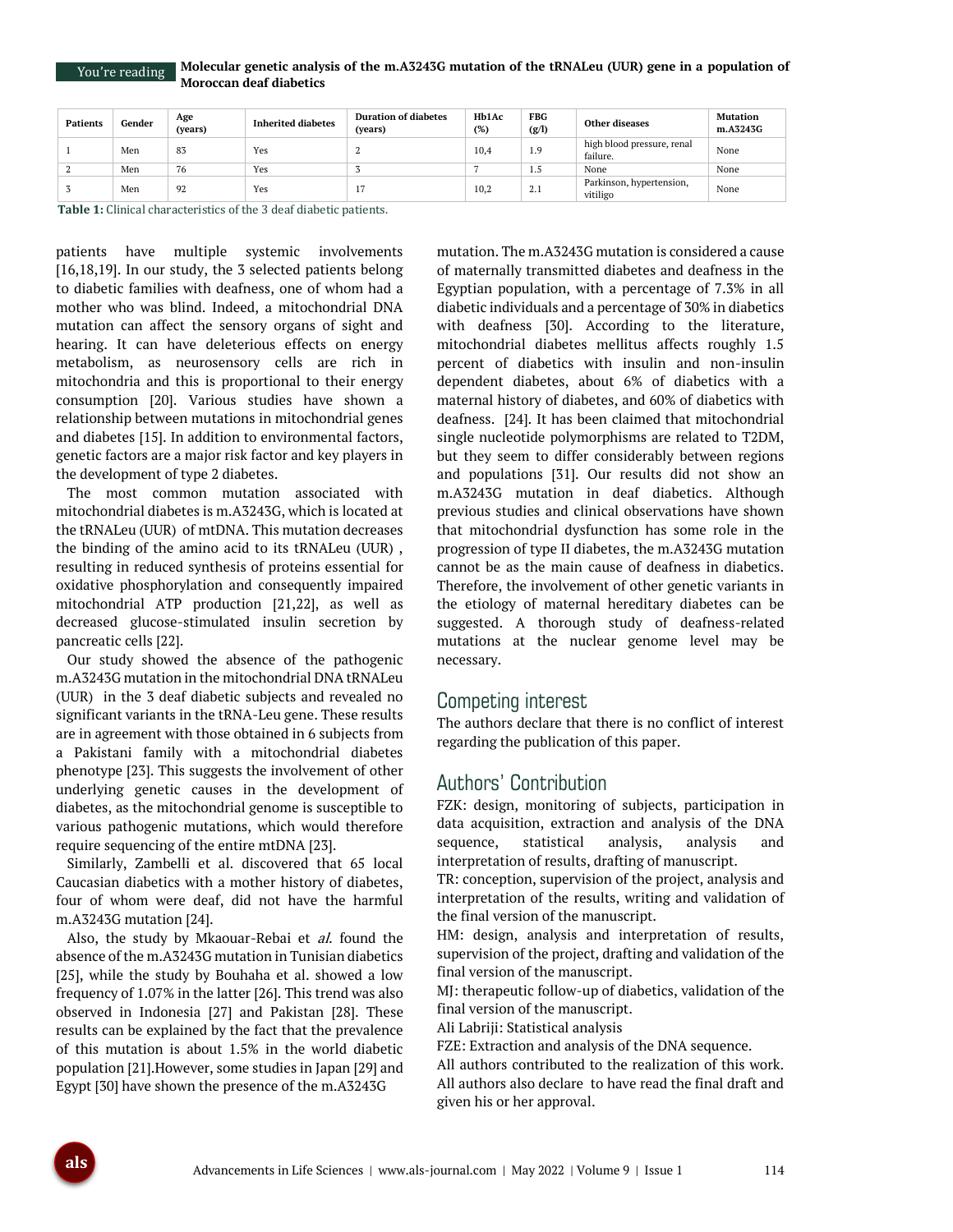| Patients | Gender | Age (years) | Inherited diabetes | Duration of diabetes (years) | Hb1Ac (%) | FBG (g/l) | Other diseases | Mutation m.A3243G |
|---|---|---|---|---|---|---|---|---|
| 1 | Men | 83 | Yes | 2 | 10,4 | 1.9 | high blood pressure, renal failure. | None |
| 2 | Men | 76 | Yes | 3 | 7 | 1.5 | None | None |
| 3 | Men | 92 | Yes | 17 | 10,2 | 2.1 | Parkinson, hypertension, vitiligo | None |

**Table 1:** Clinical characteristics of the 3 deaf diabetic patients.

patients have multiple systemic involvements [16,18,19]. In our study, the 3 selected patients belong to diabetic families with deafness, one of whom had a mother who was blind. Indeed, a mitochondrial DNA mutation can affect the sensory organs of sight and hearing. It can have deleterious effects on energy metabolism, as neurosensory cells are rich in mitochondria and this is proportional to their energy consumption [20]. Various studies have shown a relationship between mutations in mitochondrial genes and diabetes [15]. In addition to environmental factors, genetic factors are a major risk factor and key players in the development of type 2 diabetes.

The most common mutation associated with mitochondrial diabetes is m.A3243G, which is located at the tRNALeu (UUR) of mtDNA. This mutation decreases the binding of the amino acid to its tRNALeu (UUR) , resulting in reduced synthesis of proteins essential for oxidative phosphorylation and consequently impaired mitochondrial ATP production [21,22], as well as decreased glucose-stimulated insulin secretion by pancreatic cells [22].

Our study showed the absence of the pathogenic m.A3243G mutation in the mitochondrial DNA tRNALeu (UUR) in the 3 deaf diabetic subjects and revealed no significant variants in the tRNA-Leu gene. These results are in agreement with those obtained in 6 subjects from a Pakistani family with a mitochondrial diabetes phenotype [23]. This suggests the involvement of other underlying genetic causes in the development of diabetes, as the mitochondrial genome is susceptible to various pathogenic mutations, which would therefore require sequencing of the entire mtDNA [23].

Similarly, Zambelli et al. discovered that 65 local Caucasian diabetics with a mother history of diabetes, four of whom were deaf, did not have the harmful m.A3243G mutation [24].

Also, the study by Mkaouar-Rebai et *al.* found the absence of the m.A3243G mutation in Tunisian diabetics [25], while the study by Bouhaha et al. showed a low frequency of 1.07% in the latter [26]. This trend was also observed in Indonesia [27] and Pakistan [28]. These results can be explained by the fact that the prevalence of this mutation is about 1.5% in the world diabetic population [21].However, some studies in Japan [29] and Egypt [30] have shown the presence of the m.A3243G mutation. The m.A3243G mutation is considered a cause of maternally transmitted diabetes and deafness in the Egyptian population, with a percentage of 7.3% in all diabetic individuals and a percentage of 30% in diabetics with deafness [30]. According to the literature, mitochondrial diabetes mellitus affects roughly 1.5 percent of diabetics with insulin and non-insulin dependent diabetes, about 6% of diabetics with a maternal history of diabetes, and 60% of diabetics with deafness. [24]. It has been claimed that mitochondrial single nucleotide polymorphisms are related to T2DM, but they seem to differ considerably between regions and populations [31]. Our results did not show an m.A3243G mutation in deaf diabetics. Although previous studies and clinical observations have shown that mitochondrial dysfunction has some role in the progression of type II diabetes, the m.A3243G mutation cannot be as the main cause of deafness in diabetics. Therefore, the involvement of other genetic variants in the etiology of maternal hereditary diabetes can be suggested. A thorough study of deafness-related mutations at the nuclear genome level may be necessary.

## Competing interest

The authors declare that there is no conflict of interest regarding the publication of this paper.

## Authors' Contribution

FZK: design, monitoring of subjects, participation in data acquisition, extraction and analysis of the DNA sequence, statistical analysis, analysis and interpretation of results, drafting of manuscript.

TR: conception, supervision of the project, analysis and interpretation of the results, writing and validation of the final version of the manuscript.

HM: design, analysis and interpretation of results, supervision of the project, drafting and validation of the final version of the manuscript.

MJ: therapeutic follow-up of diabetics, validation of the final version of the manuscript.

Ali Labriji: Statistical analysis

FZE: Extraction and analysis of the DNA sequence.

All authors contributed to the realization of this work.

All authors also declare to have read the final draft and given his or her approval.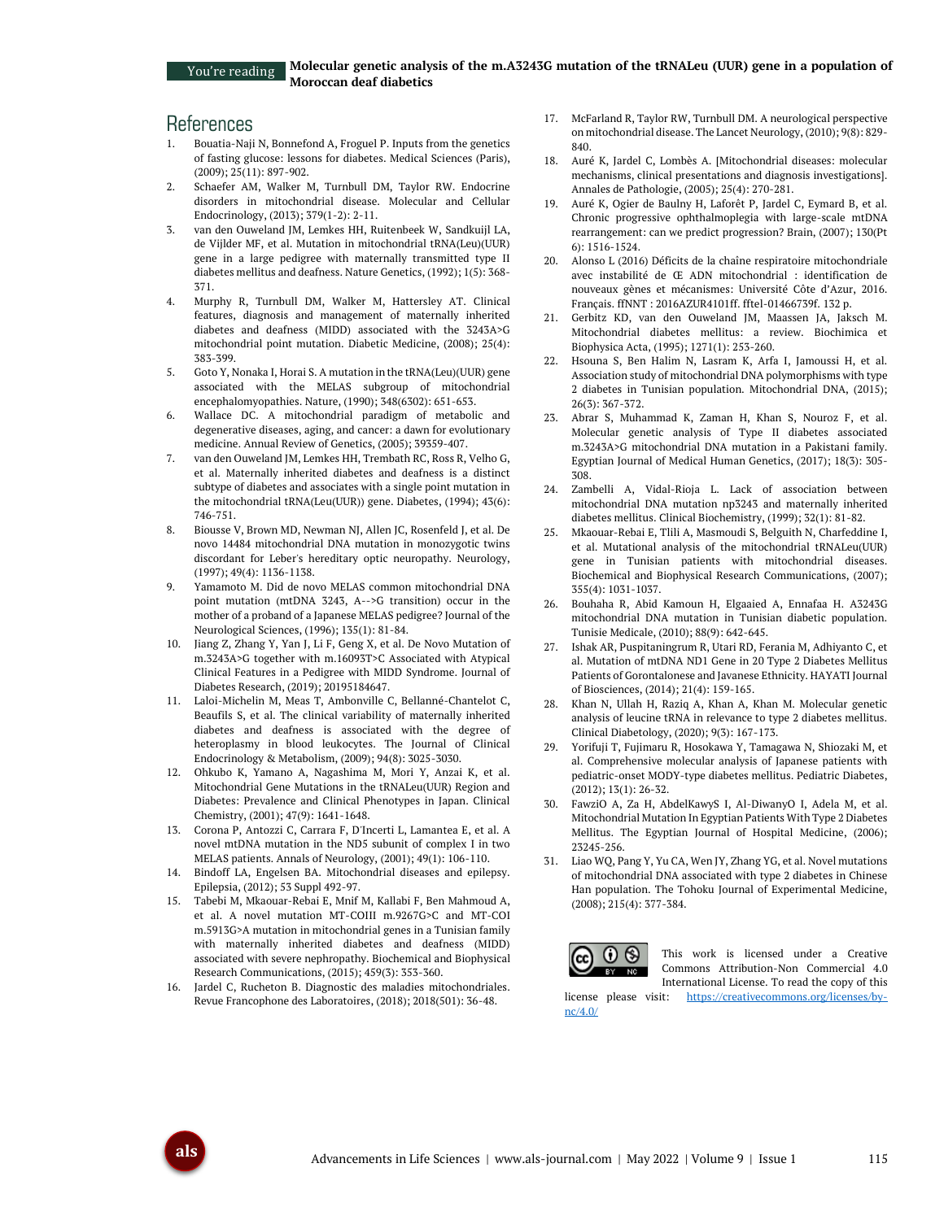## References

1. Bouatia-Naji N, Bonnefond A, Froguel P. Inputs from the genetics of fasting glucose: lessons for diabetes. Medical Sciences (Paris), (2009); 25(11): 897-902.
2. Schaefer AM, Walker M, Turnbull DM, Taylor RW. Endocrine disorders in mitochondrial disease. Molecular and Cellular Endocrinology, (2013); 379(1-2): 2-11.
3. van den Ouweland JM, Lemkes HH, Ruitenbeek W, Sandkuijl LA, de Vijlder MF, et al. Mutation in mitochondrial tRNA(Leu)(UUR) gene in a large pedigree with maternally transmitted type II diabetes mellitus and deafness. Nature Genetics, (1992); 1(5): 368-371.
4. Murphy R, Turnbull DM, Walker M, Hattersley AT. Clinical features, diagnosis and management of maternally inherited diabetes and deafness (MIDD) associated with the 3243A>G mitochondrial point mutation. Diabetic Medicine, (2008); 25(4): 383-399.
5. Goto Y, Nonaka I, Horai S. A mutation in the tRNA(Leu)(UUR) gene associated with the MELAS subgroup of mitochondrial encephalomyopathies. Nature, (1990); 348(6302): 651-653.
6. Wallace DC. A mitochondrial paradigm of metabolic and degenerative diseases, aging, and cancer: a dawn for evolutionary medicine. Annual Review of Genetics, (2005); 39359-407.
7. van den Ouweland JM, Lemkes HH, Trembath RC, Ross R, Velho G, et al. Maternally inherited diabetes and deafness is a distinct subtype of diabetes and associates with a single point mutation in the mitochondrial tRNA(Leu(UUR)) gene. Diabetes, (1994); 43(6): 746-751.
8. Biousse V, Brown MD, Newman NJ, Allen JC, Rosenfeld J, et al. De novo 14484 mitochondrial DNA mutation in monozygotic twins discordant for Leber's hereditary optic neuropathy. Neurology, (1997); 49(4): 1136-1138.
9. Yamamoto M. Did de novo MELAS common mitochondrial DNA point mutation (mtDNA 3243, A-->G transition) occur in the mother of a proband of a Japanese MELAS pedigree? Journal of the Neurological Sciences, (1996); 135(1): 81-84.
10. Jiang Z, Zhang Y, Yan J, Li F, Geng X, et al. De Novo Mutation of m.3243A>G together with m.16093T>C Associated with Atypical Clinical Features in a Pedigree with MIDD Syndrome. Journal of Diabetes Research, (2019); 20195184647.
11. Laloi-Michelin M, Meas T, Ambonville C, Bellanné-Chantelot C, Beaufils S, et al. The clinical variability of maternally inherited diabetes and deafness is associated with the degree of heteroplasmy in blood leukocytes. The Journal of Clinical Endocrinology & Metabolism, (2009); 94(8): 3025-3030.
12. Ohkubo K, Yamano A, Nagashima M, Mori Y, Anzai K, et al. Mitochondrial Gene Mutations in the tRNALeu(UUR) Region and Diabetes: Prevalence and Clinical Phenotypes in Japan. Clinical Chemistry, (2001); 47(9): 1641-1648.
13. Corona P, Antozzi C, Carrara F, D'Incerti L, Lamantea E, et al. A novel mtDNA mutation in the ND5 subunit of complex I in two MELAS patients. Annals of Neurology, (2001); 49(1): 106-110.
14. Bindoff LA, Engelsen BA. Mitochondrial diseases and epilepsy. Epilepsia, (2012); 53 Suppl 492-97.
15. Tabebi M, Mkaouar-Rebai E, Mnif M, Kallabi F, Ben Mahmoud A, et al. A novel mutation MT-COIII m.9267G>C and MT-COI m.5913G>A mutation in mitochondrial genes in a Tunisian family with maternally inherited diabetes and deafness (MIDD) associated with severe nephropathy. Biochemical and Biophysical Research Communications, (2015); 459(3): 353-360.
16. Jardel C, Rucheton B. Diagnostic des maladies mitochondriales. Revue Francophone des Laboratoires, (2018); 2018(501): 36-48.
17. McFarland R, Taylor RW, Turnbull DM. A neurological perspective on mitochondrial disease. The Lancet Neurology, (2010); 9(8): 829-840.
18. Auré K, Jardel C, Lombès A. [Mitochondrial diseases: molecular mechanisms, clinical presentations and diagnosis investigations]. Annales de Pathologie, (2005); 25(4): 270-281.
19. Auré K, Ogier de Baulny H, Laforêt P, Jardel C, Eymard B, et al. Chronic progressive ophthalmoplegia with large-scale mtDNA rearrangement: can we predict progression? Brain, (2007); 130(Pt 6): 1516-1524.
20. Alonso L (2016) Déficits de la chaîne respiratoire mitochondriale avec instabilité de Œ ADN mitochondrial : identification de nouveaux gènes et mécanismes: Université Côte d'Azur, 2016. Français. ffNNT : 2016AZUR4101ff. fftel-01466739f. 132 p.
21. Gerbitz KD, van den Ouweland JM, Maassen JA, Jaksch M. Mitochondrial diabetes mellitus: a review. Biochimica et Biophysica Acta, (1995); 1271(1): 253-260.
22. Hsouna S, Ben Halim N, Lasram K, Arfa I, Jamoussi H, et al. Association study of mitochondrial DNA polymorphisms with type 2 diabetes in Tunisian population. Mitochondrial DNA, (2015); 26(3): 367-372.
23. Abrar S, Muhammad K, Zaman H, Khan S, Nouroz F, et al. Molecular genetic analysis of Type II diabetes associated m.3243A>G mitochondrial DNA mutation in a Pakistani family. Egyptian Journal of Medical Human Genetics, (2017); 18(3): 305-308.
24. Zambelli A, Vidal-Rioja L. Lack of association between mitochondrial DNA mutation np3243 and maternally inherited diabetes mellitus. Clinical Biochemistry, (1999); 32(1): 81-82.
25. Mkaouar-Rebai E, Tlili A, Masmoudi S, Belguith N, Charfeddine I, et al. Mutational analysis of the mitochondrial tRNALeu(UUR) gene in Tunisian patients with mitochondrial diseases. Biochemical and Biophysical Research Communications, (2007); 355(4): 1031-1037.
26. Bouhaha R, Abid Kamoun H, Elgaaied A, Ennafaa H. A3243G mitochondrial DNA mutation in Tunisian diabetic population. Tunisie Medicale, (2010); 88(9): 642-645.
27. Ishak AR, Puspitaningrum R, Utari RD, Ferania M, Adhiyanto C, et al. Mutation of mtDNA ND1 Gene in 20 Type 2 Diabetes Mellitus Patients of Gorontalonese and Javanese Ethnicity. HAYATI Journal of Biosciences, (2014); 21(4): 159-165.
28. Khan N, Ullah H, Raziq A, Khan A, Khan M. Molecular genetic analysis of leucine tRNA in relevance to type 2 diabetes mellitus. Clinical Diabetology, (2020); 9(3): 167-173.
29. Yorifuji T, Fujimaru R, Hosokawa Y, Tamagawa N, Shiozaki M, et al. Comprehensive molecular analysis of Japanese patients with pediatric-onset MODY-type diabetes mellitus. Pediatric Diabetes, (2012); 13(1): 26-32.
30. FawziO A, Za H, AbdelKawyS I, Al-DiwanyO I, Adela M, et al. Mitochondrial Mutation In Egyptian Patients With Type 2 Diabetes Mellitus. The Egyptian Journal of Hospital Medicine, (2006); 23245-256.
31. Liao WQ, Pang Y, Yu CA, Wen JY, Zhang YG, et al. Novel mutations of mitochondrial DNA associated with type 2 diabetes in Chinese Han population. The Tohoku Journal of Experimental Medicine, (2008); 215(4): 377-384.

This work is licensed under a Creative Commons Attribution-Non Commercial 4.0 International License. To read the copy of this license please visit: https://creativecommons.org/licenses/by-nc/4.0/